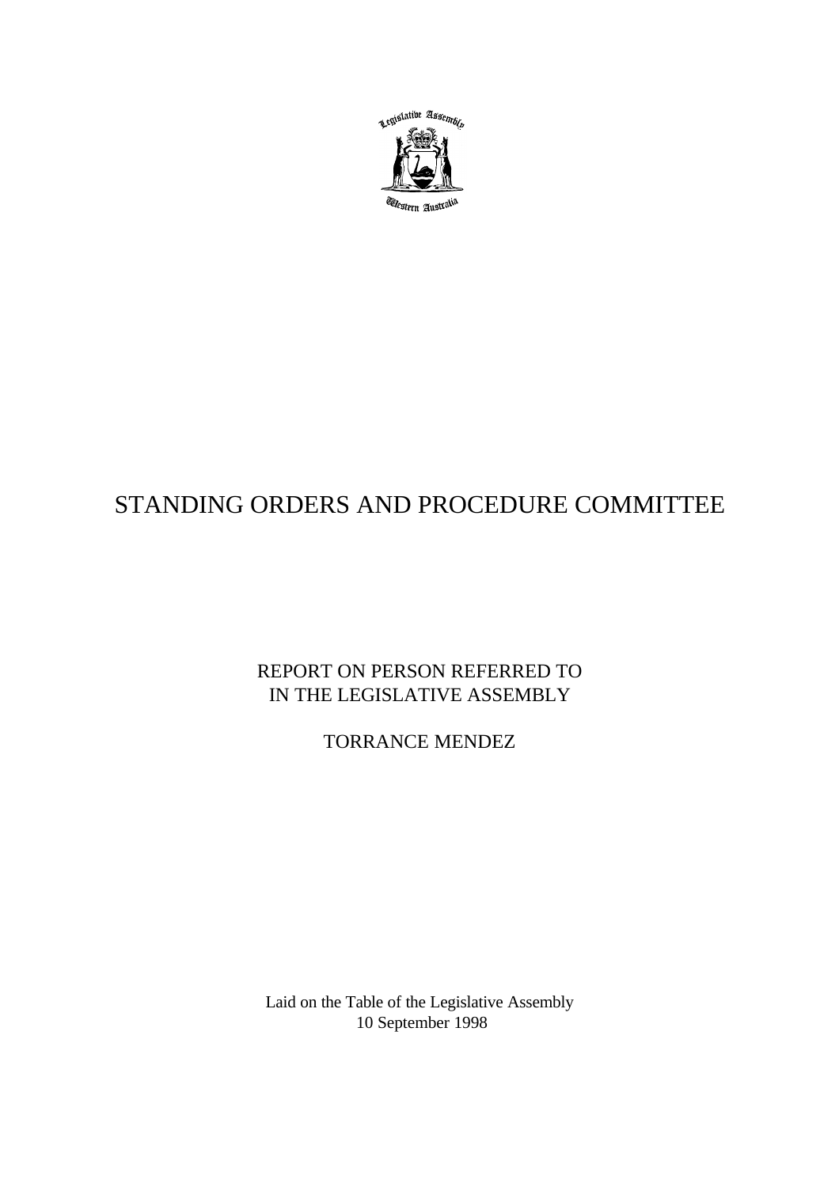# STANDING ORDERS AND PROCEDURE COMMITTEE

REPORT ON PERSON REFERRED TO
IN THE LEGISLATIVE ASSEMBLY

TORRANCE MENDEZ

Laid on the Table of the Legislative Assembly
10 September 1998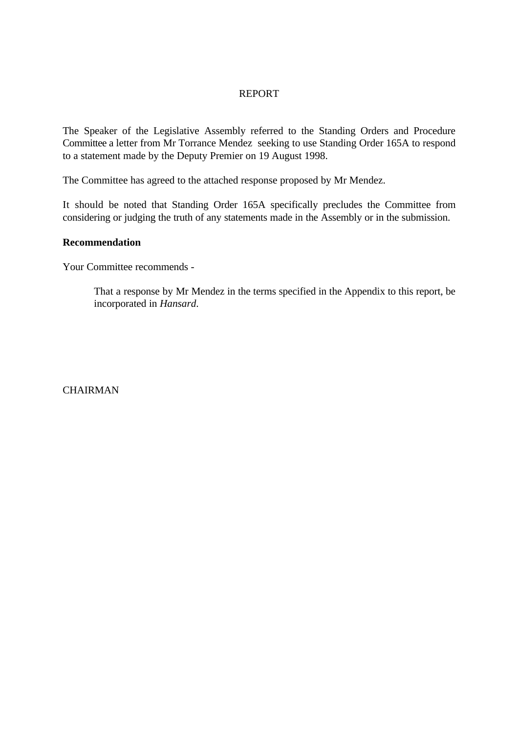# REPORT

The Speaker of the Legislative Assembly referred to the Standing Orders and Procedure Committee a letter from Mr Torrance Mendez seeking to use Standing Order 165A to respond to a statement made by the Deputy Premier on 19 August 1998.

The Committee has agreed to the attached response proposed by Mr Mendez.

It should be noted that Standing Order 165A specifically precludes the Committee from considering or judging the truth of any statements made in the Assembly or in the submission.

**Recommendation**

Your Committee recommends -

> That a response by Mr Mendez in the terms specified in the Appendix to this report, be incorporated in *Hansard*.

CHAIRMAN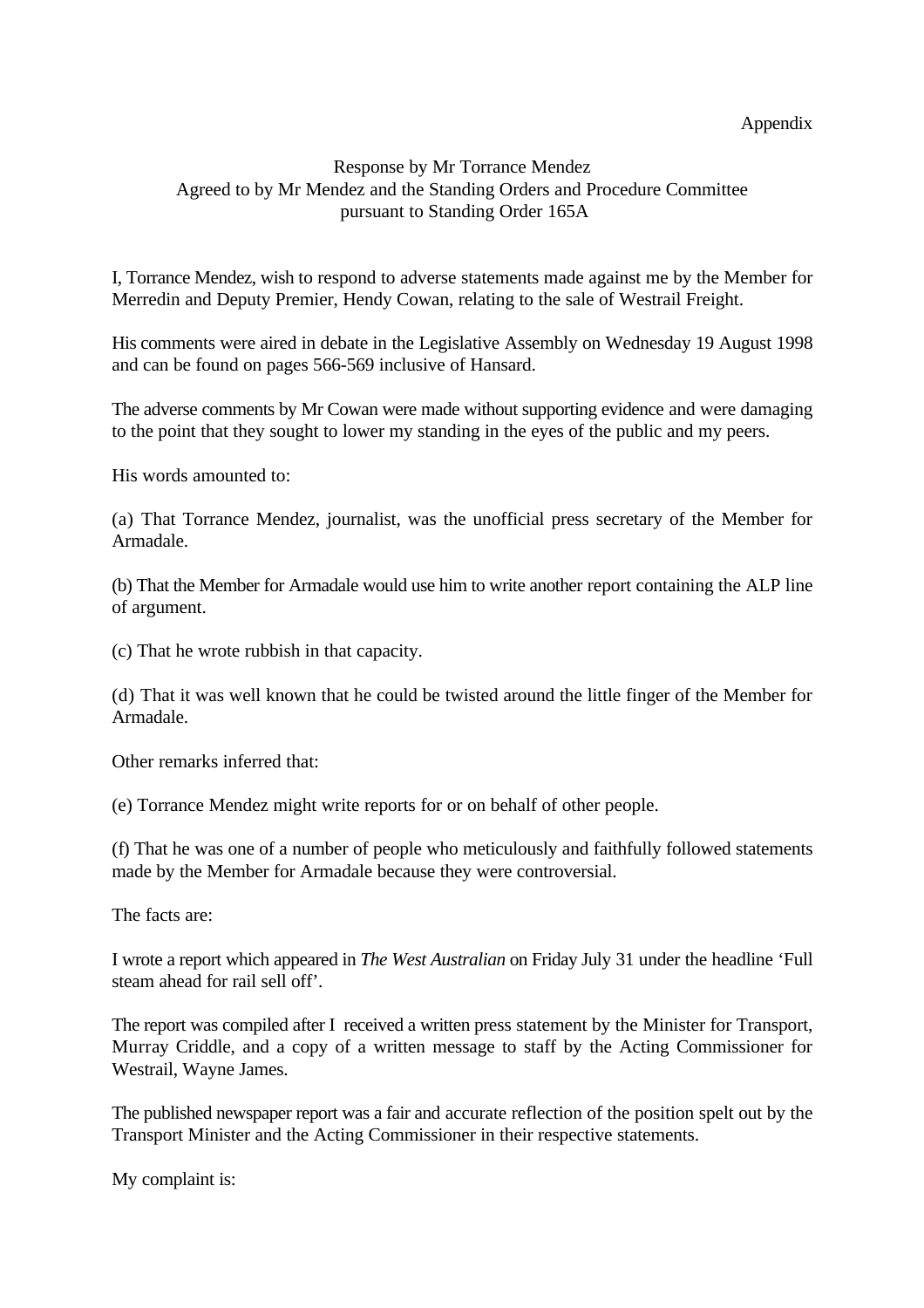Appendix

Response by Mr Torrance Mendez
Agreed to by Mr Mendez and the Standing Orders and Procedure Committee
pursuant to Standing Order 165A

I, Torrance Mendez, wish to respond to adverse statements made against me by the Member for Merredin and Deputy Premier, Hendy Cowan, relating to the sale of Westrail Freight.

His comments were aired in debate in the Legislative Assembly on Wednesday 19 August 1998 and can be found on pages 566-569 inclusive of Hansard.

The adverse comments by Mr Cowan were made without supporting evidence and were damaging to the point that they sought to lower my standing in the eyes of the public and my peers.

His words amounted to:

(a) That Torrance Mendez, journalist, was the unofficial press secretary of the Member for Armadale.

(b) That the Member for Armadale would use him to write another report containing the ALP line of argument.

(c) That he wrote rubbish in that capacity.

(d) That it was well known that he could be twisted around the little finger of the Member for Armadale.

Other remarks inferred that:

(e) Torrance Mendez might write reports for or on behalf of other people.

(f) That he was one of a number of people who meticulously and faithfully followed statements made by the Member for Armadale because they were controversial.

The facts are:

I wrote a report which appeared in *The West Australian* on Friday July 31 under the headline 'Full steam ahead for rail sell off'.

The report was compiled after I received a written press statement by the Minister for Transport, Murray Criddle, and a copy of a written message to staff by the Acting Commissioner for Westrail, Wayne James.

The published newspaper report was a fair and accurate reflection of the position spelt out by the Transport Minister and the Acting Commissioner in their respective statements.

My complaint is: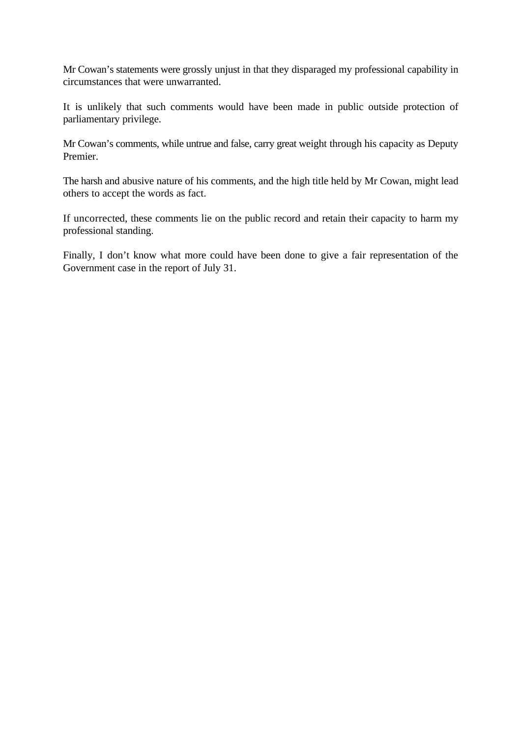Mr Cowan's statements were grossly unjust in that they disparaged my professional capability in circumstances that were unwarranted.

It is unlikely that such comments would have been made in public outside protection of parliamentary privilege.

Mr Cowan's comments, while untrue and false, carry great weight through his capacity as Deputy Premier.

The harsh and abusive nature of his comments, and the high title held by Mr Cowan, might lead others to accept the words as fact.

If uncorrected, these comments lie on the public record and retain their capacity to harm my professional standing.

Finally, I don't know what more could have been done to give a fair representation of the Government case in the report of July 31.